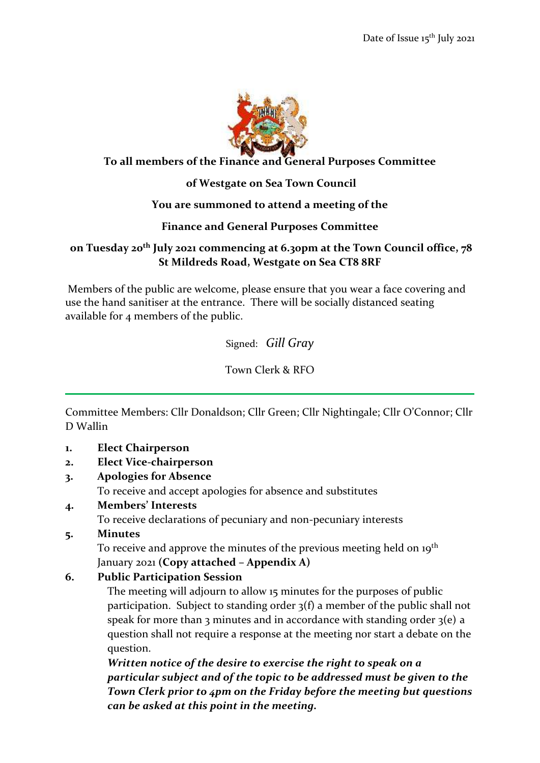Date of Issue 15th July 2021

**To all members of the Finance and General Purposes Committee**

**of Westgate on Sea Town Council**

**You are summoned to attend a meeting of the**

**Finance and General Purposes Committee**

**on Tuesday 20th July 2021 commencing at 6.30pm at the Town Council office, 78 St Mildreds Road, Westgate on Sea CT8 8RF**

Members of the public are welcome, please ensure that you wear a face covering and use the hand sanitiser at the entrance. There will be socially distanced seating available for 4 members of the public.

Signed: *Gill Gray*

Town Clerk & RFO

---

Committee Members: Cllr Donaldson; Cllr Green; Cllr Nightingale; Cllr O'Connor; Cllr D Wallin

1. **Elect Chairperson**
2. **Elect Vice-chairperson**
3. **Apologies for Absence**
   To receive and accept apologies for absence and substitutes
4. **Members' Interests**
   To receive declarations of pecuniary and non-pecuniary interests
5. **Minutes**
   To receive and approve the minutes of the previous meeting held on 19th January 2021 **(Copy attached – Appendix A)**
6. **Public Participation Session**
   The meeting will adjourn to allow 15 minutes for the purposes of public participation. Subject to standing order 3(f) a member of the public shall not speak for more than 3 minutes and in accordance with standing order 3(e) a question shall not require a response at the meeting nor start a debate on the question.
   ***Written notice of the desire to exercise the right to speak on a particular subject and of the topic to be addressed must be given to the Town Clerk prior to 4pm on the Friday before the meeting but questions can be asked at this point in the meeting.***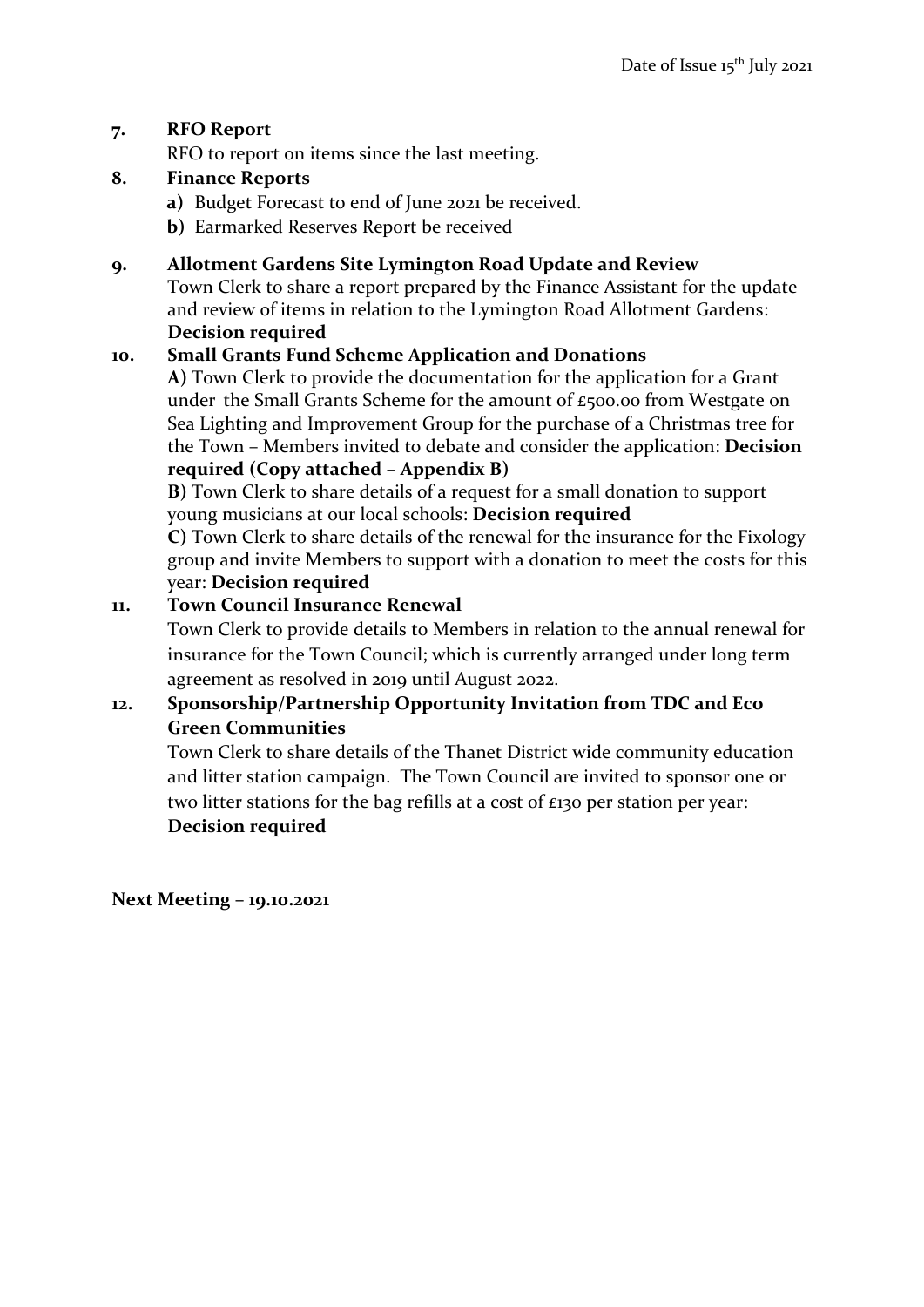Date of Issue 15th July 2021

**7. RFO Report**

RFO to report on items since the last meeting.

**8. Finance Reports**

**a)** Budget Forecast to end of June 2021 be received.

**b)** Earmarked Reserves Report be received

**9. Allotment Gardens Site Lymington Road Update and Review**

Town Clerk to share a report prepared by the Finance Assistant for the update and review of items in relation to the Lymington Road Allotment Gardens: **Decision required**

**10. Small Grants Fund Scheme Application and Donations**

**A)** Town Clerk to provide the documentation for the application for a Grant under the Small Grants Scheme for the amount of £500.00 from Westgate on Sea Lighting and Improvement Group for the purchase of a Christmas tree for the Town – Members invited to debate and consider the application: **Decision required (Copy attached – Appendix B)**

**B)** Town Clerk to share details of a request for a small donation to support young musicians at our local schools: **Decision required**

**C)** Town Clerk to share details of the renewal for the insurance for the Fixology group and invite Members to support with a donation to meet the costs for this year: **Decision required**

**11. Town Council Insurance Renewal**

Town Clerk to provide details to Members in relation to the annual renewal for insurance for the Town Council; which is currently arranged under long term agreement as resolved in 2019 until August 2022.

**12. Sponsorship/Partnership Opportunity Invitation from TDC and Eco Green Communities**

Town Clerk to share details of the Thanet District wide community education and litter station campaign. The Town Council are invited to sponsor one or two litter stations for the bag refills at a cost of £130 per station per year: **Decision required**

**Next Meeting – 19.10.2021**